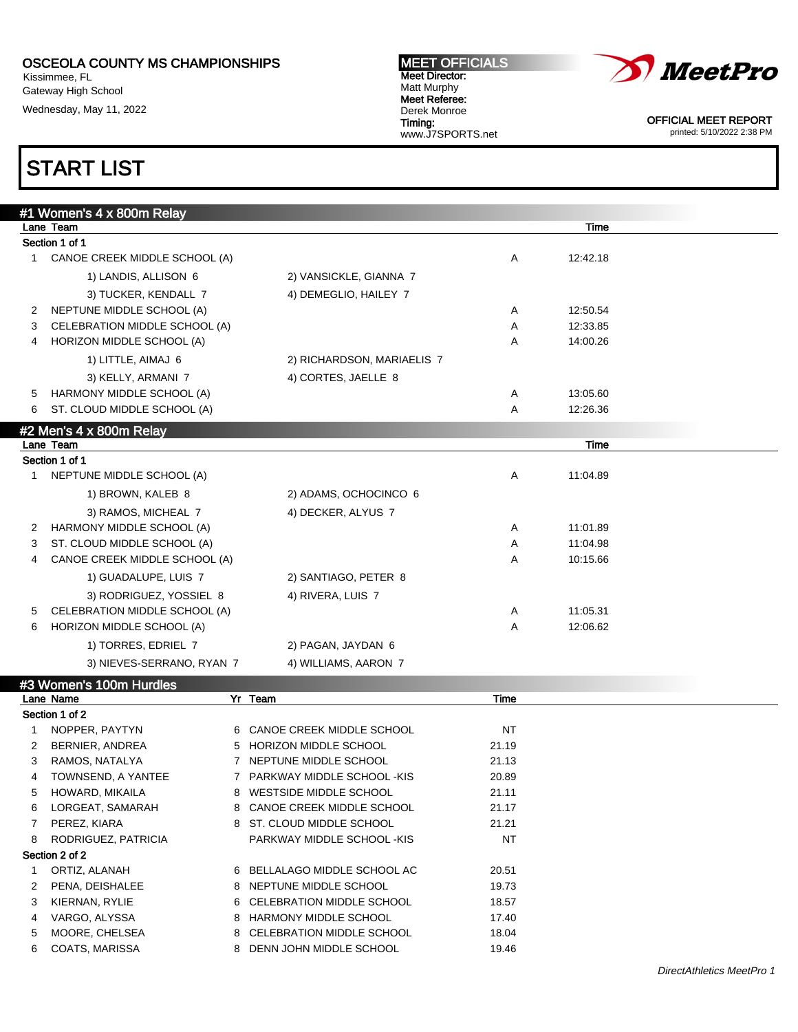OSCEOLA COUNTY MS CHAMPIONSHIPS
Kissimmee, FL
Gateway High School
Wednesday, May 11, 2022

**MEET OFFICIALS**
**Meet Director:**
Matt Murphy
**Meet Referee:**
Derek Monroe
**Timing:**
www.J7SPORTS.net

OFFICIAL MEET REPORT
printed: 5/10/2022 2:38 PM

# START LIST

## #1 Women's 4 x 800m Relay

Section 1 of 1

| Lane | Team | | Time |
|---|---|---|---|
| 1 | CANOE CREEK MIDDLE SCHOOL (A) | A | 12:42.18 |
| | 1) LANDIS, ALLISON 6 / 2) VANSICKLE, GIANNA 7 / 3) TUCKER, KENDALL 7 / 4) DEMEGLIO, HAILEY 7 | | |
| 2 | NEPTUNE MIDDLE SCHOOL (A) | A | 12:50.54 |
| 3 | CELEBRATION MIDDLE SCHOOL (A) | A | 12:33.85 |
| 4 | HORIZON MIDDLE SCHOOL (A) | A | 14:00.26 |
| | 1) LITTLE, AIMAJ 6 / 2) RICHARDSON, MARIAELIS 7 / 3) KELLY, ARMANI 7 / 4) CORTES, JAELLE 8 | | |
| 5 | HARMONY MIDDLE SCHOOL (A) | A | 13:05.60 |
| 6 | ST. CLOUD MIDDLE SCHOOL (A) | A | 12:26.36 |

## #2 Men's 4 x 800m Relay

Section 1 of 1

| Lane | Team | | Time |
|---|---|---|---|
| 1 | NEPTUNE MIDDLE SCHOOL (A) | A | 11:04.89 |
| | 1) BROWN, KALEB 8 / 2) ADAMS, OCHOCINCO 6 / 3) RAMOS, MICHEAL 7 / 4) DECKER, ALYUS 7 | | |
| 2 | HARMONY MIDDLE SCHOOL (A) | A | 11:01.89 |
| 3 | ST. CLOUD MIDDLE SCHOOL (A) | A | 11:04.98 |
| 4 | CANOE CREEK MIDDLE SCHOOL (A) | A | 10:15.66 |
| | 1) GUADALUPE, LUIS 7 / 2) SANTIAGO, PETER 8 / 3) RODRIGUEZ, YOSSIEL 8 / 4) RIVERA, LUIS 7 | | |
| 5 | CELEBRATION MIDDLE SCHOOL (A) | A | 11:05.31 |
| 6 | HORIZON MIDDLE SCHOOL (A) | A | 12:06.62 |
| | 1) TORRES, EDRIEL 7 / 2) PAGAN, JAYDAN 6 / 3) NIEVES-SERRANO, RYAN 7 / 4) WILLIAMS, AARON 7 | | |

## #3 Women's 100m Hurdles

Section 1 of 2

| Lane | Name | Yr | Team | Time |
|---|---|---|---|---|
| 1 | NOPPER, PAYTYN | 6 | CANOE CREEK MIDDLE SCHOOL | NT |
| 2 | BERNIER, ANDREA | 5 | HORIZON MIDDLE SCHOOL | 21.19 |
| 3 | RAMOS, NATALYA | 7 | NEPTUNE MIDDLE SCHOOL | 21.13 |
| 4 | TOWNSEND, A YANTEE | 7 | PARKWAY MIDDLE SCHOOL -KIS | 20.89 |
| 5 | HOWARD, MIKAILA | 8 | WESTSIDE MIDDLE SCHOOL | 21.11 |
| 6 | LORGEAT, SAMARAH | 8 | CANOE CREEK MIDDLE SCHOOL | 21.17 |
| 7 | PEREZ, KIARA | 8 | ST. CLOUD MIDDLE SCHOOL | 21.21 |
| 8 | RODRIGUEZ, PATRICIA | | PARKWAY MIDDLE SCHOOL -KIS | NT |

Section 2 of 2

| Lane | Name | Yr | Team | Time |
|---|---|---|---|---|
| 1 | ORTIZ, ALANAH | 6 | BELLALAGO MIDDLE SCHOOL AC | 20.51 |
| 2 | PENA, DEISHALEE | 8 | NEPTUNE MIDDLE SCHOOL | 19.73 |
| 3 | KIERNAN, RYLIE | 6 | CELEBRATION MIDDLE SCHOOL | 18.57 |
| 4 | VARGO, ALYSSA | 8 | HARMONY MIDDLE SCHOOL | 17.40 |
| 5 | MOORE, CHELSEA | 8 | CELEBRATION MIDDLE SCHOOL | 18.04 |
| 6 | COATS, MARISSA | 8 | DENN JOHN MIDDLE SCHOOL | 19.46 |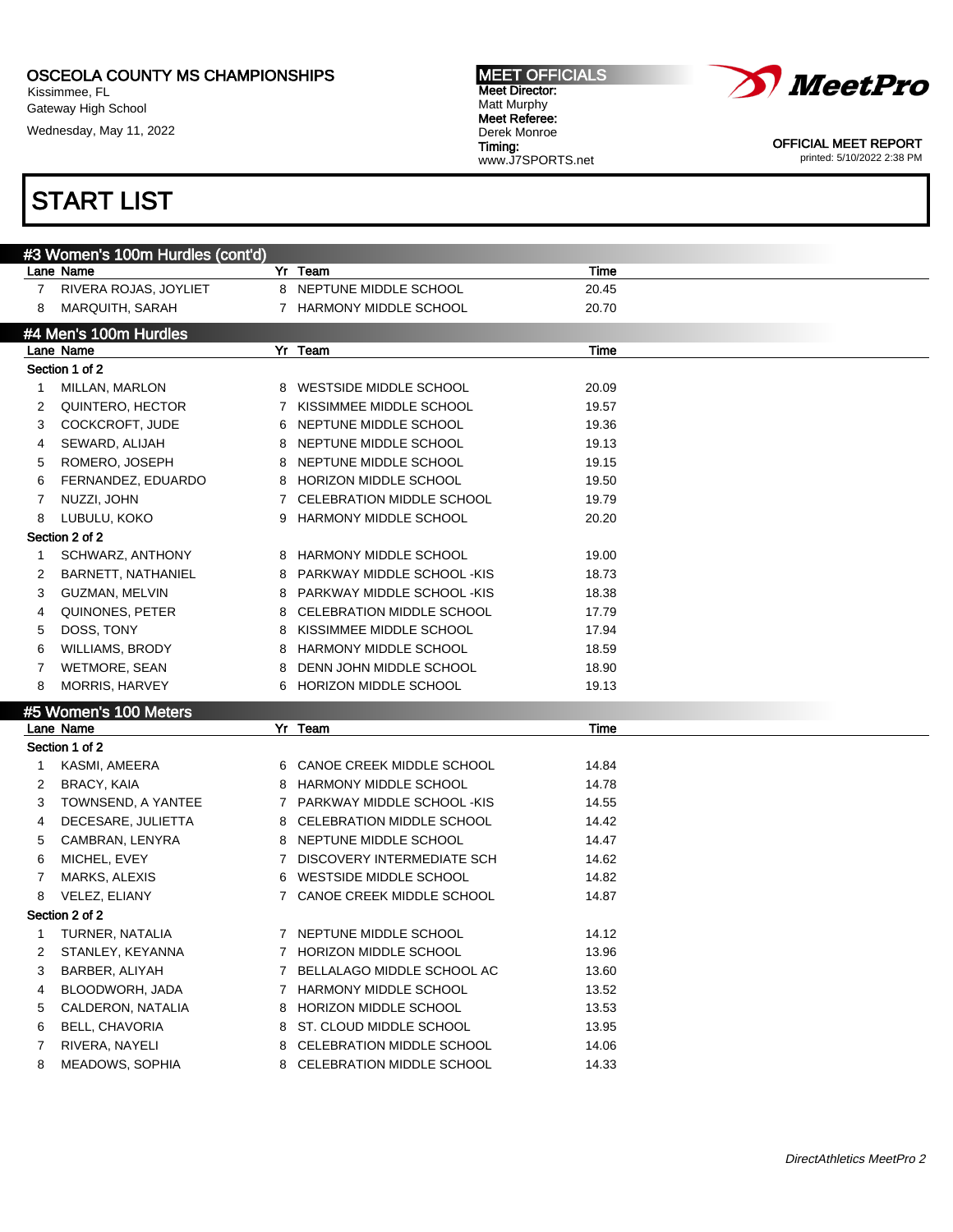OSCEOLA COUNTY MS CHAMPIONSHIPS
Kissimmee, FL
Gateway High School
Wednesday, May 11, 2022

MEET OFFICIALS
Meet Director:
Matt Murphy
Meet Referee:
Derek Monroe
Timing:
www.J7SPORTS.net

OFFICIAL MEET REPORT
printed: 5/10/2022 2:38 PM

# START LIST

## #3 Women's 100m Hurdles (cont'd)

| Lane | Name | Yr | Team | Time |
|---|---|---|---|---|
| 7 | RIVERA ROJAS, JOYLIET | 8 | NEPTUNE MIDDLE SCHOOL | 20.45 |
| 8 | MARQUITH, SARAH | 7 | HARMONY MIDDLE SCHOOL | 20.70 |

## #4 Men's 100m Hurdles

| Lane | Name | Yr | Team | Time |
|---|---|---|---|---|
| **Section 1 of 2** | | | | |
| 1 | MILLAN, MARLON | 8 | WESTSIDE MIDDLE SCHOOL | 20.09 |
| 2 | QUINTERO, HECTOR | 7 | KISSIMMEE MIDDLE SCHOOL | 19.57 |
| 3 | COCKCROFT, JUDE | 6 | NEPTUNE MIDDLE SCHOOL | 19.36 |
| 4 | SEWARD, ALIJAH | 8 | NEPTUNE MIDDLE SCHOOL | 19.13 |
| 5 | ROMERO, JOSEPH | 8 | NEPTUNE MIDDLE SCHOOL | 19.15 |
| 6 | FERNANDEZ, EDUARDO | 8 | HORIZON MIDDLE SCHOOL | 19.50 |
| 7 | NUZZI, JOHN | 7 | CELEBRATION MIDDLE SCHOOL | 19.79 |
| 8 | LUBULU, KOKO | 9 | HARMONY MIDDLE SCHOOL | 20.20 |
| **Section 2 of 2** | | | | |
| 1 | SCHWARZ, ANTHONY | 8 | HARMONY MIDDLE SCHOOL | 19.00 |
| 2 | BARNETT, NATHANIEL | 8 | PARKWAY MIDDLE SCHOOL -KIS | 18.73 |
| 3 | GUZMAN, MELVIN | 8 | PARKWAY MIDDLE SCHOOL -KIS | 18.38 |
| 4 | QUINONES, PETER | 8 | CELEBRATION MIDDLE SCHOOL | 17.79 |
| 5 | DOSS, TONY | 8 | KISSIMMEE MIDDLE SCHOOL | 17.94 |
| 6 | WILLIAMS, BRODY | 8 | HARMONY MIDDLE SCHOOL | 18.59 |
| 7 | WETMORE, SEAN | 8 | DENN JOHN MIDDLE SCHOOL | 18.90 |
| 8 | MORRIS, HARVEY | 6 | HORIZON MIDDLE SCHOOL | 19.13 |

## #5 Women's 100 Meters

| Lane | Name | Yr | Team | Time |
|---|---|---|---|---|
| **Section 1 of 2** | | | | |
| 1 | KASMI, AMEERA | 6 | CANOE CREEK MIDDLE SCHOOL | 14.84 |
| 2 | BRACY, KAIA | 8 | HARMONY MIDDLE SCHOOL | 14.78 |
| 3 | TOWNSEND, A YANTEE | 7 | PARKWAY MIDDLE SCHOOL -KIS | 14.55 |
| 4 | DECESARE, JULIETTA | 8 | CELEBRATION MIDDLE SCHOOL | 14.42 |
| 5 | CAMBRAN, LENYRA | 8 | NEPTUNE MIDDLE SCHOOL | 14.47 |
| 6 | MICHEL, EVEY | 7 | DISCOVERY INTERMEDIATE SCH | 14.62 |
| 7 | MARKS, ALEXIS | 6 | WESTSIDE MIDDLE SCHOOL | 14.82 |
| 8 | VELEZ, ELIANY | 7 | CANOE CREEK MIDDLE SCHOOL | 14.87 |
| **Section 2 of 2** | | | | |
| 1 | TURNER, NATALIA | 7 | NEPTUNE MIDDLE SCHOOL | 14.12 |
| 2 | STANLEY, KEYANNA | 7 | HORIZON MIDDLE SCHOOL | 13.96 |
| 3 | BARBER, ALIYAH | 7 | BELLALAGO MIDDLE SCHOOL AC | 13.60 |
| 4 | BLOODWORTH, JADA | 7 | HARMONY MIDDLE SCHOOL | 13.52 |
| 5 | CALDERON, NATALIA | 8 | HORIZON MIDDLE SCHOOL | 13.53 |
| 6 | BELL, CHAVORIA | 8 | ST. CLOUD MIDDLE SCHOOL | 13.95 |
| 7 | RIVERA, NAYELI | 8 | CELEBRATION MIDDLE SCHOOL | 14.06 |
| 8 | MEADOWS, SOPHIA | 8 | CELEBRATION MIDDLE SCHOOL | 14.33 |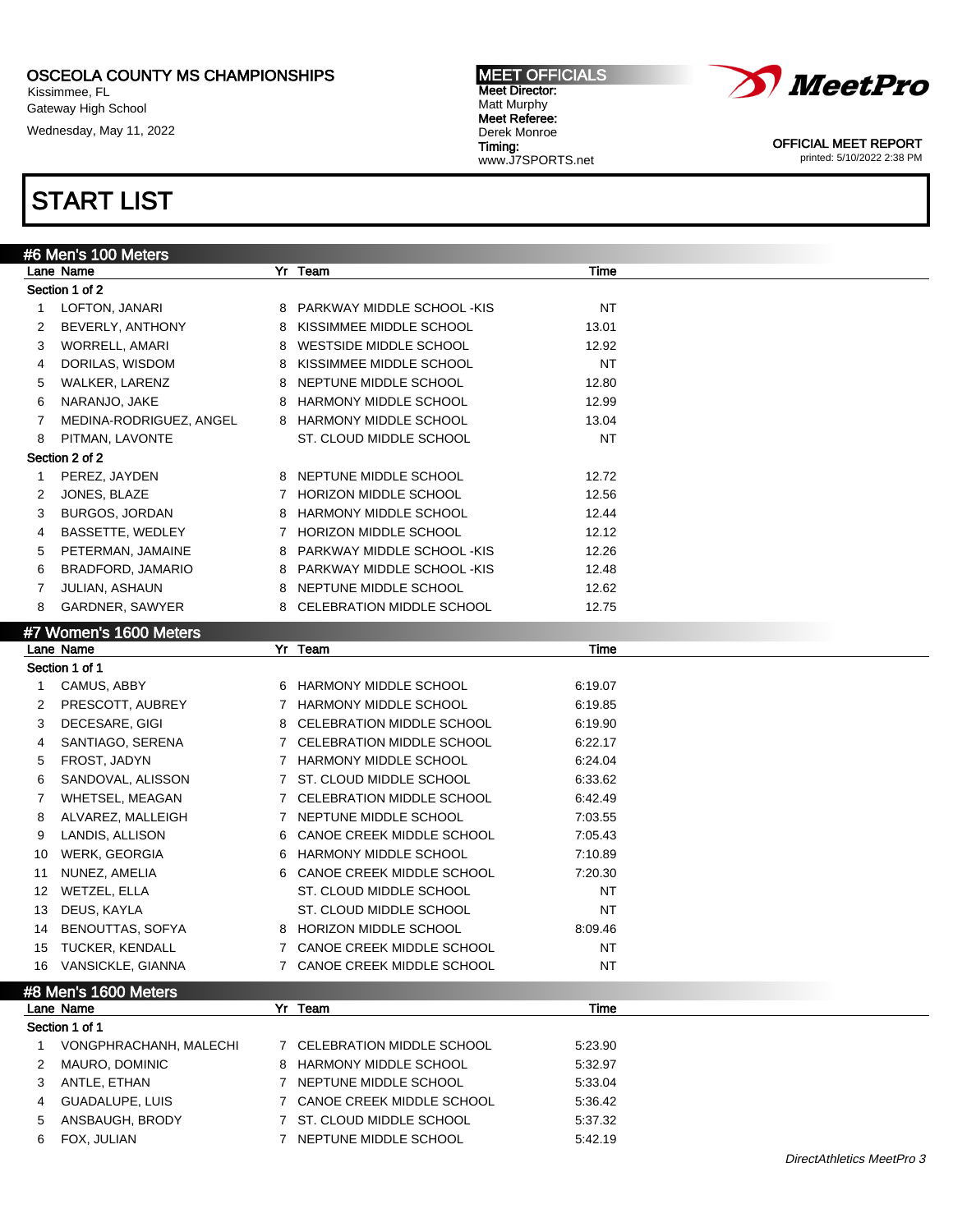OSCEOLA COUNTY MS CHAMPIONSHIPS
Kissimmee, FL
Gateway High School
Wednesday, May 11, 2022

**MEET OFFICIALS**
**Meet Director:** Matt Murphy
**Meet Referee:** Derek Monroe
**Timing:** www.J7SPORTS.net

OFFICIAL MEET REPORT
printed: 5/10/2022 2:38 PM

# START LIST

## #6 Men's 100 Meters

| Lane | Name | Yr | Team | Time |
|---|---|---|---|---|
| **Section 1 of 2** | | | | |
| 1 | LOFTON, JANARI | 8 | PARKWAY MIDDLE SCHOOL -KIS | NT |
| 2 | BEVERLY, ANTHONY | 8 | KISSIMMEE MIDDLE SCHOOL | 13.01 |
| 3 | WORRELL, AMARI | 8 | WESTSIDE MIDDLE SCHOOL | 12.92 |
| 4 | DORILAS, WISDOM | 8 | KISSIMMEE MIDDLE SCHOOL | NT |
| 5 | WALKER, LARENZ | 8 | NEPTUNE MIDDLE SCHOOL | 12.80 |
| 6 | NARANJO, JAKE | 8 | HARMONY MIDDLE SCHOOL | 12.99 |
| 7 | MEDINA-RODRIGUEZ, ANGEL | 8 | HARMONY MIDDLE SCHOOL | 13.04 |
| 8 | PITMAN, LAVONTE | | ST. CLOUD MIDDLE SCHOOL | NT |
| **Section 2 of 2** | | | | |
| 1 | PEREZ, JAYDEN | 8 | NEPTUNE MIDDLE SCHOOL | 12.72 |
| 2 | JONES, BLAZE | 7 | HORIZON MIDDLE SCHOOL | 12.56 |
| 3 | BURGOS, JORDAN | 8 | HARMONY MIDDLE SCHOOL | 12.44 |
| 4 | BASSETTE, WEDLEY | 7 | HORIZON MIDDLE SCHOOL | 12.12 |
| 5 | PETERMAN, JAMAINE | 8 | PARKWAY MIDDLE SCHOOL -KIS | 12.26 |
| 6 | BRADFORD, JAMARIO | 8 | PARKWAY MIDDLE SCHOOL -KIS | 12.48 |
| 7 | JULIAN, ASHAUN | 8 | NEPTUNE MIDDLE SCHOOL | 12.62 |
| 8 | GARDNER, SAWYER | 8 | CELEBRATION MIDDLE SCHOOL | 12.75 |

## #7 Women's 1600 Meters

| Lane | Name | Yr | Team | Time |
|---|---|---|---|---|
| **Section 1 of 1** | | | | |
| 1 | CAMUS, ABBY | 6 | HARMONY MIDDLE SCHOOL | 6:19.07 |
| 2 | PRESCOTT, AUBREY | 7 | HARMONY MIDDLE SCHOOL | 6:19.85 |
| 3 | DECESARE, GIGI | 8 | CELEBRATION MIDDLE SCHOOL | 6:19.90 |
| 4 | SANTIAGO, SERENA | 7 | CELEBRATION MIDDLE SCHOOL | 6:22.17 |
| 5 | FROST, JADYN | 7 | HARMONY MIDDLE SCHOOL | 6:24.04 |
| 6 | SANDOVAL, ALISSON | 7 | ST. CLOUD MIDDLE SCHOOL | 6:33.62 |
| 7 | WHETSEL, MEAGAN | 7 | CELEBRATION MIDDLE SCHOOL | 6:42.49 |
| 8 | ALVAREZ, MALLEIGH | 7 | NEPTUNE MIDDLE SCHOOL | 7:03.55 |
| 9 | LANDIS, ALLISON | 6 | CANOE CREEK MIDDLE SCHOOL | 7:05.43 |
| 10 | WERK, GEORGIA | 6 | HARMONY MIDDLE SCHOOL | 7:10.89 |
| 11 | NUNEZ, AMELIA | 6 | CANOE CREEK MIDDLE SCHOOL | 7:20.30 |
| 12 | WETZEL, ELLA | | ST. CLOUD MIDDLE SCHOOL | NT |
| 13 | DEUS, KAYLA | | ST. CLOUD MIDDLE SCHOOL | NT |
| 14 | BENOUTTAS, SOFYA | 8 | HORIZON MIDDLE SCHOOL | 8:09.46 |
| 15 | TUCKER, KENDALL | 7 | CANOE CREEK MIDDLE SCHOOL | NT |
| 16 | VANSICKLE, GIANNA | 7 | CANOE CREEK MIDDLE SCHOOL | NT |

## #8 Men's 1600 Meters

| Lane | Name | Yr | Team | Time |
|---|---|---|---|---|
| **Section 1 of 1** | | | | |
| 1 | VONGPHRACHANH, MALECHI | 7 | CELEBRATION MIDDLE SCHOOL | 5:23.90 |
| 2 | MAURO, DOMINIC | 8 | HARMONY MIDDLE SCHOOL | 5:32.97 |
| 3 | ANTLE, ETHAN | 7 | NEPTUNE MIDDLE SCHOOL | 5:33.04 |
| 4 | GUADALUPE, LUIS | 7 | CANOE CREEK MIDDLE SCHOOL | 5:36.42 |
| 5 | ANSBAUGH, BRODY | 7 | ST. CLOUD MIDDLE SCHOOL | 5:37.32 |
| 6 | FOX, JULIAN | 7 | NEPTUNE MIDDLE SCHOOL | 5:42.19 |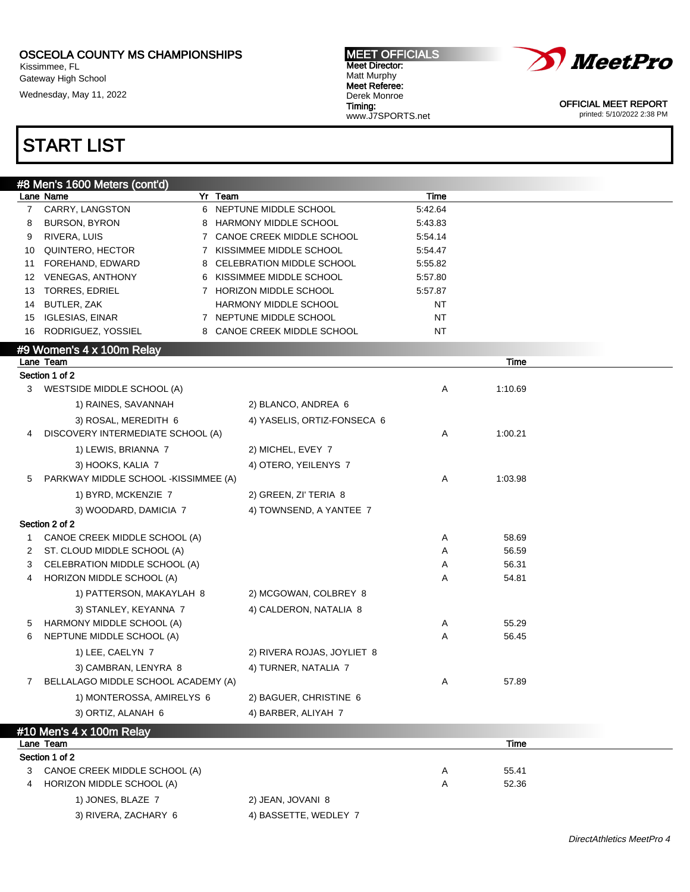OSCEOLA COUNTY MS CHAMPIONSHIPS
Kissimmee, FL
Gateway High School
Wednesday, May 11, 2022

MEET OFFICIALS
Meet Director:
Matt Murphy
Meet Referee:
Derek Monroe
Timing:
www.J7SPORTS.net

OFFICIAL MEET REPORT
printed: 5/10/2022 2:38 PM

# START LIST

## #8 Men's 1600 Meters (cont'd)

| Lane | Name | Yr | Team | Time |
|---|---|---|---|---|
| 7 | CARRY, LANGSTON | 6 | NEPTUNE MIDDLE SCHOOL | 5:42.64 |
| 8 | BURSON, BYRON | 8 | HARMONY MIDDLE SCHOOL | 5:43.83 |
| 9 | RIVERA, LUIS | 7 | CANOE CREEK MIDDLE SCHOOL | 5:54.14 |
| 10 | QUINTERO, HECTOR | 7 | KISSIMMEE MIDDLE SCHOOL | 5:54.47 |
| 11 | FOREHAND, EDWARD | 8 | CELEBRATION MIDDLE SCHOOL | 5:55.82 |
| 12 | VENEGAS, ANTHONY | 6 | KISSIMMEE MIDDLE SCHOOL | 5:57.80 |
| 13 | TORRES, EDRIEL | 7 | HORIZON MIDDLE SCHOOL | 5:57.87 |
| 14 | BUTLER, ZAK | | HARMONY MIDDLE SCHOOL | NT |
| 15 | IGLESIAS, EINAR | 7 | NEPTUNE MIDDLE SCHOOL | NT |
| 16 | RODRIGUEZ, YOSSIEL | 8 | CANOE CREEK MIDDLE SCHOOL | NT |

## #9 Women's 4 x 100m Relay

**Section 1 of 2**

| Lane | Team | | Time |
|---|---|---|---|
| 3 | WESTSIDE MIDDLE SCHOOL (A) | A | 1:10.69 |
| | 1) RAINES, SAVANNAH; 2) BLANCO, ANDREA 6; 3) ROSAL, MEREDITH 6; 4) YASELIS, ORTIZ-FONSECA 6 | | |
| 4 | DISCOVERY INTERMEDIATE SCHOOL (A) | A | 1:00.21 |
| | 1) LEWIS, BRIANNA 7; 2) MICHEL, EVEY 7; 3) HOOKS, KALIA 7; 4) OTERO, YEILENYS 7 | | |
| 5 | PARKWAY MIDDLE SCHOOL -KISSIMMEE (A) | A | 1:03.98 |
| | 1) BYRD, MCKENZIE 7; 2) GREEN, ZI' TERIA 8; 3) WOODARD, DAMICIA 7; 4) TOWNSEND, A YANTEE 7 | | |

**Section 2 of 2**

| Lane | Team | | Time |
|---|---|---|---|
| 1 | CANOE CREEK MIDDLE SCHOOL (A) | A | 58.69 |
| 2 | ST. CLOUD MIDDLE SCHOOL (A) | A | 56.59 |
| 3 | CELEBRATION MIDDLE SCHOOL (A) | A | 56.31 |
| 4 | HORIZON MIDDLE SCHOOL (A) | A | 54.81 |
| | 1) PATTERSON, MAKAYLAH 8; 2) MCGOWAN, COLBREY 8; 3) STANLEY, KEYANNA 7; 4) CALDERON, NATALIA 8 | | |
| 5 | HARMONY MIDDLE SCHOOL (A) | A | 55.29 |
| 6 | NEPTUNE MIDDLE SCHOOL (A) | A | 56.45 |
| | 1) LEE, CAELYN 7; 2) RIVERA ROJAS, JOYLIET 8; 3) CAMBRAN, LENYRA 8; 4) TURNER, NATALIA 7 | | |
| 7 | BELLALAGO MIDDLE SCHOOL ACADEMY (A) | A | 57.89 |
| | 1) MONTEROSSA, AMIRELYS 6; 2) BAGUER, CHRISTINE 6; 3) ORTIZ, ALANAH 6; 4) BARBER, ALIYAH 7 | | |

## #10 Men's 4 x 100m Relay

**Section 1 of 2**

| Lane | Team | | Time |
|---|---|---|---|
| 3 | CANOE CREEK MIDDLE SCHOOL (A) | A | 55.41 |
| 4 | HORIZON MIDDLE SCHOOL (A) | A | 52.36 |
| | 1) JONES, BLAZE 7; 2) JEAN, JOVANI 8; 3) RIVERA, ZACHARY 6; 4) BASSETTE, WEDLEY 7 | | |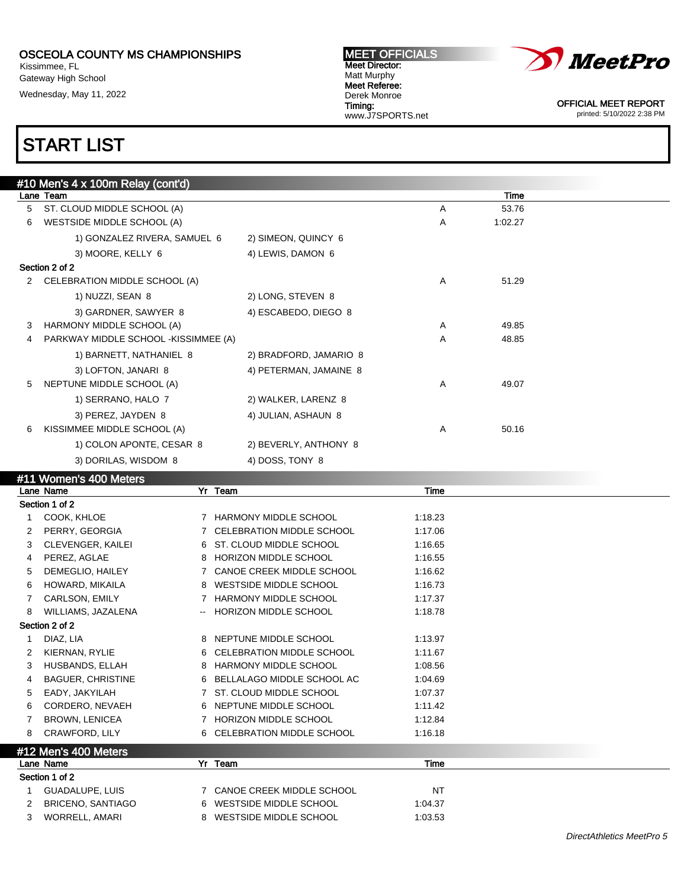OSCEOLA COUNTY MS CHAMPIONSHIPS
Kissimmee, FL
Gateway High School
Wednesday, May 11, 2022

**MEET OFFICIALS**
**Meet Director:** Matt Murphy
**Meet Referee:** Derek Monroe
**Timing:** www.J7SPORTS.net

OFFICIAL MEET REPORT
printed: 5/10/2022 2:38 PM

# START LIST

## #10 Men's 4 x 100m Relay (cont'd)

| Lane | Team | | Time |
|---|---|---|---|
| 5 | ST. CLOUD MIDDLE SCHOOL (A) | A | 53.76 |
| 6 | WESTSIDE MIDDLE SCHOOL (A) | A | 1:02.27 |
| | 1) GONZALEZ RIVERA, SAMUEL 6 — 2) SIMEON, QUINCY 6 — 3) MOORE, KELLY 6 — 4) LEWIS, DAMON 6 | | |
| **Section 2 of 2** | | | |
| 2 | CELEBRATION MIDDLE SCHOOL (A) | A | 51.29 |
| | 1) NUZZI, SEAN 8 — 2) LONG, STEVEN 8 — 3) GARDNER, SAWYER 8 — 4) ESCABEDO, DIEGO 8 | | |
| 3 | HARMONY MIDDLE SCHOOL (A) | A | 49.85 |
| 4 | PARKWAY MIDDLE SCHOOL -KISSIMMEE (A) | A | 48.85 |
| | 1) BARNETT, NATHANIEL 8 — 2) BRADFORD, JAMARIO 8 — 3) LOFTON, JANARI 8 — 4) PETERMAN, JAMAINE 8 | | |
| 5 | NEPTUNE MIDDLE SCHOOL (A) | A | 49.07 |
| | 1) SERRANO, HALO 7 — 2) WALKER, LARENZ 8 — 3) PEREZ, JAYDEN 8 — 4) JULIAN, ASHAUN 8 | | |
| 6 | KISSIMMEE MIDDLE SCHOOL (A) | A | 50.16 |
| | 1) COLON APONTE, CESAR 8 — 2) BEVERLY, ANTHONY 8 — 3) DORILAS, WISDOM 8 — 4) DOSS, TONY 8 | | |

## #11 Women's 400 Meters

| Lane | Name | Yr | Team | Time |
|---|---|---|---|---|
| **Section 1 of 2** | | | | |
| 1 | COOK, KHLOE | 7 | HARMONY MIDDLE SCHOOL | 1:18.23 |
| 2 | PERRY, GEORGIA | 7 | CELEBRATION MIDDLE SCHOOL | 1:17.06 |
| 3 | CLEVENGER, KAILEI | 6 | ST. CLOUD MIDDLE SCHOOL | 1:16.65 |
| 4 | PEREZ, AGLAE | 8 | HORIZON MIDDLE SCHOOL | 1:16.55 |
| 5 | DEMEGLIO, HAILEY | 7 | CANOE CREEK MIDDLE SCHOOL | 1:16.62 |
| 6 | HOWARD, MIKAILA | 8 | WESTSIDE MIDDLE SCHOOL | 1:16.73 |
| 7 | CARLSON, EMILY | 7 | HARMONY MIDDLE SCHOOL | 1:17.37 |
| 8 | WILLIAMS, JAZALENA | -- | HORIZON MIDDLE SCHOOL | 1:18.78 |
| **Section 2 of 2** | | | | |
| 1 | DIAZ, LIA | 8 | NEPTUNE MIDDLE SCHOOL | 1:13.97 |
| 2 | KIERNAN, RYLIE | 6 | CELEBRATION MIDDLE SCHOOL | 1:11.67 |
| 3 | HUSBANDS, ELLAH | 8 | HARMONY MIDDLE SCHOOL | 1:08.56 |
| 4 | BAGUER, CHRISTINE | 6 | BELLALAGO MIDDLE SCHOOL AC | 1:04.69 |
| 5 | EADY, JAKYILAH | 7 | ST. CLOUD MIDDLE SCHOOL | 1:07.37 |
| 6 | CORDERO, NEVAEH | 6 | NEPTUNE MIDDLE SCHOOL | 1:11.42 |
| 7 | BROWN, LENICEA | 7 | HORIZON MIDDLE SCHOOL | 1:12.84 |
| 8 | CRAWFORD, LILY | 6 | CELEBRATION MIDDLE SCHOOL | 1:16.18 |

## #12 Men's 400 Meters

| Lane | Name | Yr | Team | Time |
|---|---|---|---|---|
| **Section 1 of 2** | | | | |
| 1 | GUADALUPE, LUIS | 7 | CANOE CREEK MIDDLE SCHOOL | NT |
| 2 | BRICENO, SANTIAGO | 6 | WESTSIDE MIDDLE SCHOOL | 1:04.37 |
| 3 | WORRELL, AMARI | 8 | WESTSIDE MIDDLE SCHOOL | 1:03.53 |

*DirectAthletics MeetPro 5*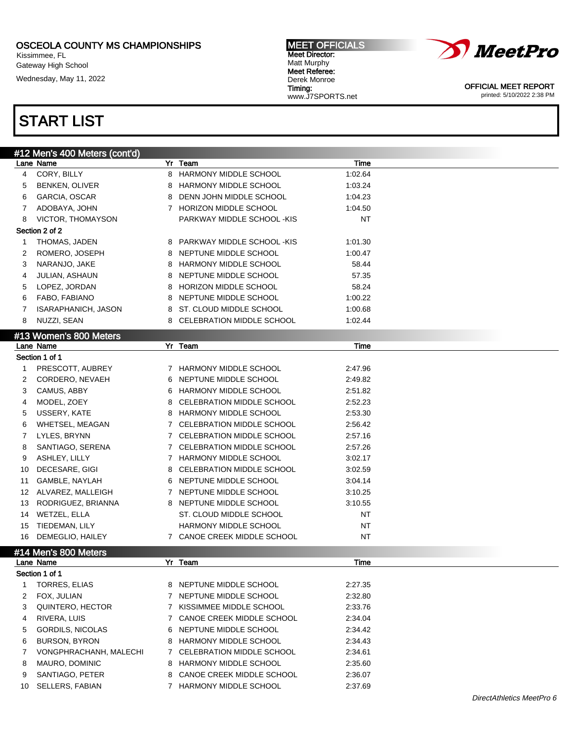OSCEOLA COUNTY MS CHAMPIONSHIPS
Kissimmee, FL
Gateway High School
Wednesday, May 11, 2022

MEET OFFICIALS
Meet Director:
Matt Murphy
Meet Referee:
Derek Monroe
Timing:
www.J7SPORTS.net

OFFICIAL MEET REPORT
printed: 5/10/2022 2:38 PM

# START LIST

## #12 Men's 400 Meters (cont'd)

| Lane | Name | Yr | Team | Time |
|---|---|---|---|---|
| 4 | CORY, BILLY | 8 | HARMONY MIDDLE SCHOOL | 1:02.64 |
| 5 | BENKEN, OLIVER | 8 | HARMONY MIDDLE SCHOOL | 1:03.24 |
| 6 | GARCIA, OSCAR | 8 | DENN JOHN MIDDLE SCHOOL | 1:04.23 |
| 7 | ADOBAYA, JOHN | 7 | HORIZON MIDDLE SCHOOL | 1:04.50 |
| 8 | VICTOR, THOMAYSON | | PARKWAY MIDDLE SCHOOL -KIS | NT |
| **Section 2 of 2** | | | | |
| 1 | THOMAS, JADEN | 8 | PARKWAY MIDDLE SCHOOL -KIS | 1:01.30 |
| 2 | ROMERO, JOSEPH | 8 | NEPTUNE MIDDLE SCHOOL | 1:00.47 |
| 3 | NARANJO, JAKE | 8 | HARMONY MIDDLE SCHOOL | 58.44 |
| 4 | JULIAN, ASHAUN | 8 | NEPTUNE MIDDLE SCHOOL | 57.35 |
| 5 | LOPEZ, JORDAN | 8 | HORIZON MIDDLE SCHOOL | 58.24 |
| 6 | FABO, FABIANO | 8 | NEPTUNE MIDDLE SCHOOL | 1:00.22 |
| 7 | ISARAPHANICH, JASON | 8 | ST. CLOUD MIDDLE SCHOOL | 1:00.68 |
| 8 | NUZZI, SEAN | 8 | CELEBRATION MIDDLE SCHOOL | 1:02.44 |

## #13 Women's 800 Meters

| Lane | Name | Yr | Team | Time |
|---|---|---|---|---|
| **Section 1 of 1** | | | | |
| 1 | PRESCOTT, AUBREY | 7 | HARMONY MIDDLE SCHOOL | 2:47.96 |
| 2 | CORDERO, NEVAEH | 6 | NEPTUNE MIDDLE SCHOOL | 2:49.82 |
| 3 | CAMUS, ABBY | 6 | HARMONY MIDDLE SCHOOL | 2:51.82 |
| 4 | MODEL, ZOEY | 8 | CELEBRATION MIDDLE SCHOOL | 2:52.23 |
| 5 | USSERY, KATE | 8 | HARMONY MIDDLE SCHOOL | 2:53.30 |
| 6 | WHETSEL, MEAGAN | 7 | CELEBRATION MIDDLE SCHOOL | 2:56.42 |
| 7 | LYLES, BRYNN | 7 | CELEBRATION MIDDLE SCHOOL | 2:57.16 |
| 8 | SANTIAGO, SERENA | 7 | CELEBRATION MIDDLE SCHOOL | 2:57.26 |
| 9 | ASHLEY, LILLY | 7 | HARMONY MIDDLE SCHOOL | 3:02.17 |
| 10 | DECESARE, GIGI | 8 | CELEBRATION MIDDLE SCHOOL | 3:02.59 |
| 11 | GAMBLE, NAYLAH | 6 | NEPTUNE MIDDLE SCHOOL | 3:04.14 |
| 12 | ALVAREZ, MALLEIGH | 7 | NEPTUNE MIDDLE SCHOOL | 3:10.25 |
| 13 | RODRIGUEZ, BRIANNA | 8 | NEPTUNE MIDDLE SCHOOL | 3:10.55 |
| 14 | WETZEL, ELLA | | ST. CLOUD MIDDLE SCHOOL | NT |
| 15 | TIEDEMAN, LILY | | HARMONY MIDDLE SCHOOL | NT |
| 16 | DEMEGLIO, HAILEY | 7 | CANOE CREEK MIDDLE SCHOOL | NT |

## #14 Men's 800 Meters

| Lane | Name | Yr | Team | Time |
|---|---|---|---|---|
| **Section 1 of 1** | | | | |
| 1 | TORRES, ELIAS | 8 | NEPTUNE MIDDLE SCHOOL | 2:27.35 |
| 2 | FOX, JULIAN | 7 | NEPTUNE MIDDLE SCHOOL | 2:32.80 |
| 3 | QUINTERO, HECTOR | 7 | KISSIMMEE MIDDLE SCHOOL | 2:33.76 |
| 4 | RIVERA, LUIS | 7 | CANOE CREEK MIDDLE SCHOOL | 2:34.04 |
| 5 | GORDILS, NICOLAS | 6 | NEPTUNE MIDDLE SCHOOL | 2:34.42 |
| 6 | BURSON, BYRON | 8 | HARMONY MIDDLE SCHOOL | 2:34.43 |
| 7 | VONGPHRACHANH, MALECHI | 7 | CELEBRATION MIDDLE SCHOOL | 2:34.61 |
| 8 | MAURO, DOMINIC | 8 | HARMONY MIDDLE SCHOOL | 2:35.60 |
| 9 | SANTIAGO, PETER | 8 | CANOE CREEK MIDDLE SCHOOL | 2:36.07 |
| 10 | SELLERS, FABIAN | 7 | HARMONY MIDDLE SCHOOL | 2:37.69 |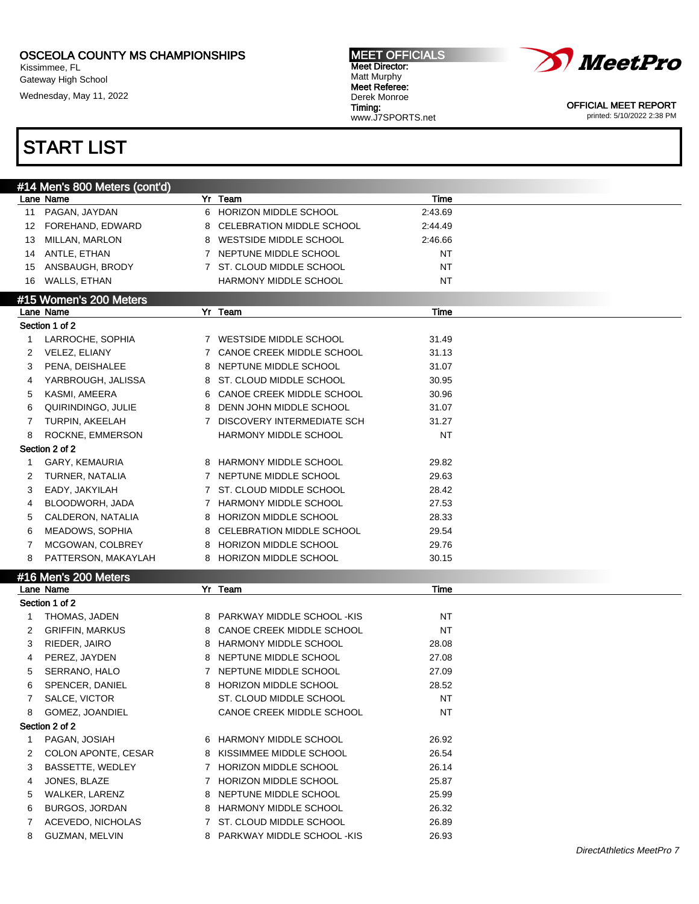OSCEOLA COUNTY MS CHAMPIONSHIPS
Kissimmee, FL
Gateway High School
Wednesday, May 11, 2022

MEET OFFICIALS
Meet Director:
Matt Murphy
Meet Referee:
Derek Monroe
Timing:
www.J7SPORTS.net

OFFICIAL MEET REPORT
printed: 5/10/2022 2:38 PM

# START LIST

## #14 Men's 800 Meters (cont'd)

| Lane | Name | Yr | Team | Time |
|---|---|---|---|---|
| 11 | PAGAN, JAYDAN | 6 | HORIZON MIDDLE SCHOOL | 2:43.69 |
| 12 | FOREHAND, EDWARD | 8 | CELEBRATION MIDDLE SCHOOL | 2:44.49 |
| 13 | MILLAN, MARLON | 8 | WESTSIDE MIDDLE SCHOOL | 2:46.66 |
| 14 | ANTLE, ETHAN | 7 | NEPTUNE MIDDLE SCHOOL | NT |
| 15 | ANSBAUGH, BRODY | 7 | ST. CLOUD MIDDLE SCHOOL | NT |
| 16 | WALLS, ETHAN | | HARMONY MIDDLE SCHOOL | NT |

## #15 Women's 200 Meters

| Lane | Name | Yr | Team | Time |
|---|---|---|---|---|
| **Section 1 of 2** | | | | |
| 1 | LARROCHE, SOPHIA | 7 | WESTSIDE MIDDLE SCHOOL | 31.49 |
| 2 | VELEZ, ELIANY | 7 | CANOE CREEK MIDDLE SCHOOL | 31.13 |
| 3 | PENA, DEISHALEE | 8 | NEPTUNE MIDDLE SCHOOL | 31.07 |
| 4 | YARBROUGH, JALISSA | 8 | ST. CLOUD MIDDLE SCHOOL | 30.95 |
| 5 | KASMI, AMEERA | 6 | CANOE CREEK MIDDLE SCHOOL | 30.96 |
| 6 | QUIRINDINGO, JULIE | 8 | DENN JOHN MIDDLE SCHOOL | 31.07 |
| 7 | TURPIN, AKEELAH | 7 | DISCOVERY INTERMEDIATE SCH | 31.27 |
| 8 | ROCKNE, EMMERSON | | HARMONY MIDDLE SCHOOL | NT |
| **Section 2 of 2** | | | | |
| 1 | GARY, KEMAURIA | 8 | HARMONY MIDDLE SCHOOL | 29.82 |
| 2 | TURNER, NATALIA | 7 | NEPTUNE MIDDLE SCHOOL | 29.63 |
| 3 | EADY, JAKYILAH | 7 | ST. CLOUD MIDDLE SCHOOL | 28.42 |
| 4 | BLOODWORH, JADA | 7 | HARMONY MIDDLE SCHOOL | 27.53 |
| 5 | CALDERON, NATALIA | 8 | HORIZON MIDDLE SCHOOL | 28.33 |
| 6 | MEADOWS, SOPHIA | 8 | CELEBRATION MIDDLE SCHOOL | 29.54 |
| 7 | MCGOWAN, COLBREY | 8 | HORIZON MIDDLE SCHOOL | 29.76 |
| 8 | PATTERSON, MAKAYLAH | 8 | HORIZON MIDDLE SCHOOL | 30.15 |

## #16 Men's 200 Meters

| Lane | Name | Yr | Team | Time |
|---|---|---|---|---|
| **Section 1 of 2** | | | | |
| 1 | THOMAS, JADEN | 8 | PARKWAY MIDDLE SCHOOL -KIS | NT |
| 2 | GRIFFIN, MARKUS | 8 | CANOE CREEK MIDDLE SCHOOL | NT |
| 3 | RIEDER, JAIRO | 8 | HARMONY MIDDLE SCHOOL | 28.08 |
| 4 | PEREZ, JAYDEN | 8 | NEPTUNE MIDDLE SCHOOL | 27.08 |
| 5 | SERRANO, HALO | 7 | NEPTUNE MIDDLE SCHOOL | 27.09 |
| 6 | SPENCER, DANIEL | 8 | HORIZON MIDDLE SCHOOL | 28.52 |
| 7 | SALCE, VICTOR | | ST. CLOUD MIDDLE SCHOOL | NT |
| 8 | GOMEZ, JOANDIEL | | CANOE CREEK MIDDLE SCHOOL | NT |
| **Section 2 of 2** | | | | |
| 1 | PAGAN, JOSIAH | 6 | HARMONY MIDDLE SCHOOL | 26.92 |
| 2 | COLON APONTE, CESAR | 8 | KISSIMMEE MIDDLE SCHOOL | 26.54 |
| 3 | BASSETTE, WEDLEY | 7 | HORIZON MIDDLE SCHOOL | 26.14 |
| 4 | JONES, BLAZE | 7 | HORIZON MIDDLE SCHOOL | 25.87 |
| 5 | WALKER, LARENZ | 8 | NEPTUNE MIDDLE SCHOOL | 25.99 |
| 6 | BURGOS, JORDAN | 8 | HARMONY MIDDLE SCHOOL | 26.32 |
| 7 | ACEVEDO, NICHOLAS | 7 | ST. CLOUD MIDDLE SCHOOL | 26.89 |
| 8 | GUZMAN, MELVIN | 8 | PARKWAY MIDDLE SCHOOL -KIS | 26.93 |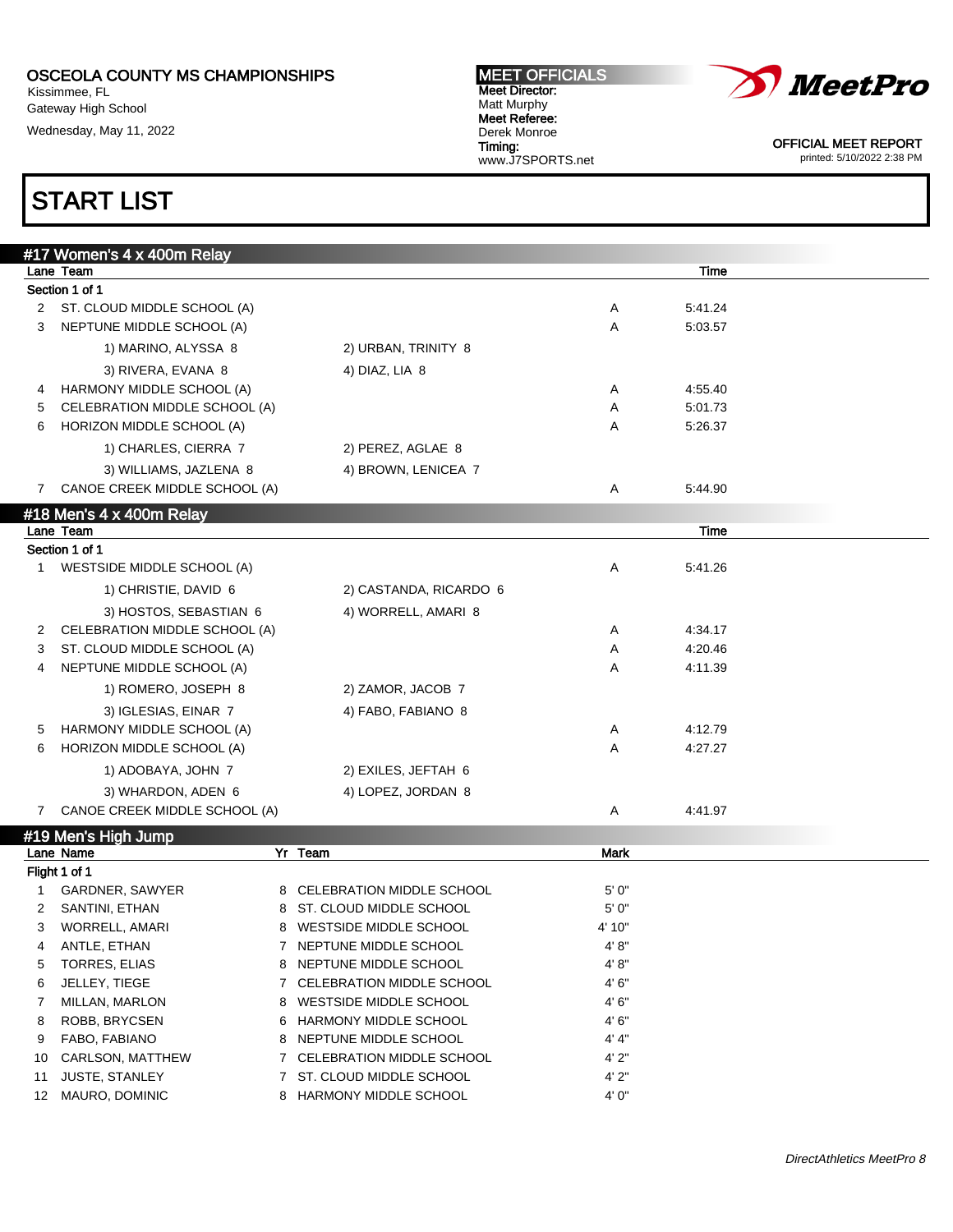OSCEOLA COUNTY MS CHAMPIONSHIPS
Kissimmee, FL
Gateway High School
Wednesday, May 11, 2022

**MEET OFFICIALS**
**Meet Director:** Matt Murphy
**Meet Referee:** Derek Monroe
**Timing:** www.J7SPORTS.net

OFFICIAL MEET REPORT
printed: 5/10/2022 2:38 PM

# START LIST

## #17 Women's 4 x 400m Relay

Section 1 of 1

| Lane | Team | | Time |
|---|---|---|---|
| 2 | ST. CLOUD MIDDLE SCHOOL (A) | A | 5:41.24 |
| 3 | NEPTUNE MIDDLE SCHOOL (A) | A | 5:03.57 |
| | 1) MARINO, ALYSSA 8; 2) URBAN, TRINITY 8; 3) RIVERA, EVANA 8; 4) DIAZ, LIA 8 | | |
| 4 | HARMONY MIDDLE SCHOOL (A) | A | 4:55.40 |
| 5 | CELEBRATION MIDDLE SCHOOL (A) | A | 5:01.73 |
| 6 | HORIZON MIDDLE SCHOOL (A) | A | 5:26.37 |
| | 1) CHARLES, CIERRA 7; 2) PEREZ, AGLAE 8; 3) WILLIAMS, JAZLENA 8; 4) BROWN, LENICEA 7 | | |
| 7 | CANOE CREEK MIDDLE SCHOOL (A) | A | 5:44.90 |

## #18 Men's 4 x 400m Relay

Section 1 of 1

| Lane | Team | | Time |
|---|---|---|---|
| 1 | WESTSIDE MIDDLE SCHOOL (A) | A | 5:41.26 |
| | 1) CHRISTIE, DAVID 6; 2) CASTANDA, RICARDO 6; 3) HOSTOS, SEBASTIAN 6; 4) WORRELL, AMARI 8 | | |
| 2 | CELEBRATION MIDDLE SCHOOL (A) | A | 4:34.17 |
| 3 | ST. CLOUD MIDDLE SCHOOL (A) | A | 4:20.46 |
| 4 | NEPTUNE MIDDLE SCHOOL (A) | A | 4:11.39 |
| | 1) ROMERO, JOSEPH 8; 2) ZAMOR, JACOB 7; 3) IGLESIAS, EINAR 7; 4) FABO, FABIANO 8 | | |
| 5 | HARMONY MIDDLE SCHOOL (A) | A | 4:12.79 |
| 6 | HORIZON MIDDLE SCHOOL (A) | A | 4:27.27 |
| | 1) ADOBAYA, JOHN 7; 2) EXILES, JEFTAH 6; 3) WHARDON, ADEN 6; 4) LOPEZ, JORDAN 8 | | |
| 7 | CANOE CREEK MIDDLE SCHOOL (A) | A | 4:41.97 |

## #19 Men's High Jump

Flight 1 of 1

| Lane | Name | Yr | Team | Mark |
|---|---|---|---|---|
| 1 | GARDNER, SAWYER | 8 | CELEBRATION MIDDLE SCHOOL | 5' 0" |
| 2 | SANTINI, ETHAN | 8 | ST. CLOUD MIDDLE SCHOOL | 5' 0" |
| 3 | WORRELL, AMARI | 8 | WESTSIDE MIDDLE SCHOOL | 4' 10" |
| 4 | ANTLE, ETHAN | 7 | NEPTUNE MIDDLE SCHOOL | 4' 8" |
| 5 | TORRES, ELIAS | 8 | NEPTUNE MIDDLE SCHOOL | 4' 8" |
| 6 | JELLEY, TIEGE | 7 | CELEBRATION MIDDLE SCHOOL | 4' 6" |
| 7 | MILLAN, MARLON | 8 | WESTSIDE MIDDLE SCHOOL | 4' 6" |
| 8 | ROBB, BRYCSEN | 6 | HARMONY MIDDLE SCHOOL | 4' 6" |
| 9 | FABO, FABIANO | 8 | NEPTUNE MIDDLE SCHOOL | 4' 4" |
| 10 | CARLSON, MATTHEW | 7 | CELEBRATION MIDDLE SCHOOL | 4' 2" |
| 11 | JUSTE, STANLEY | 7 | ST. CLOUD MIDDLE SCHOOL | 4' 2" |
| 12 | MAURO, DOMINIC | 8 | HARMONY MIDDLE SCHOOL | 4' 0" |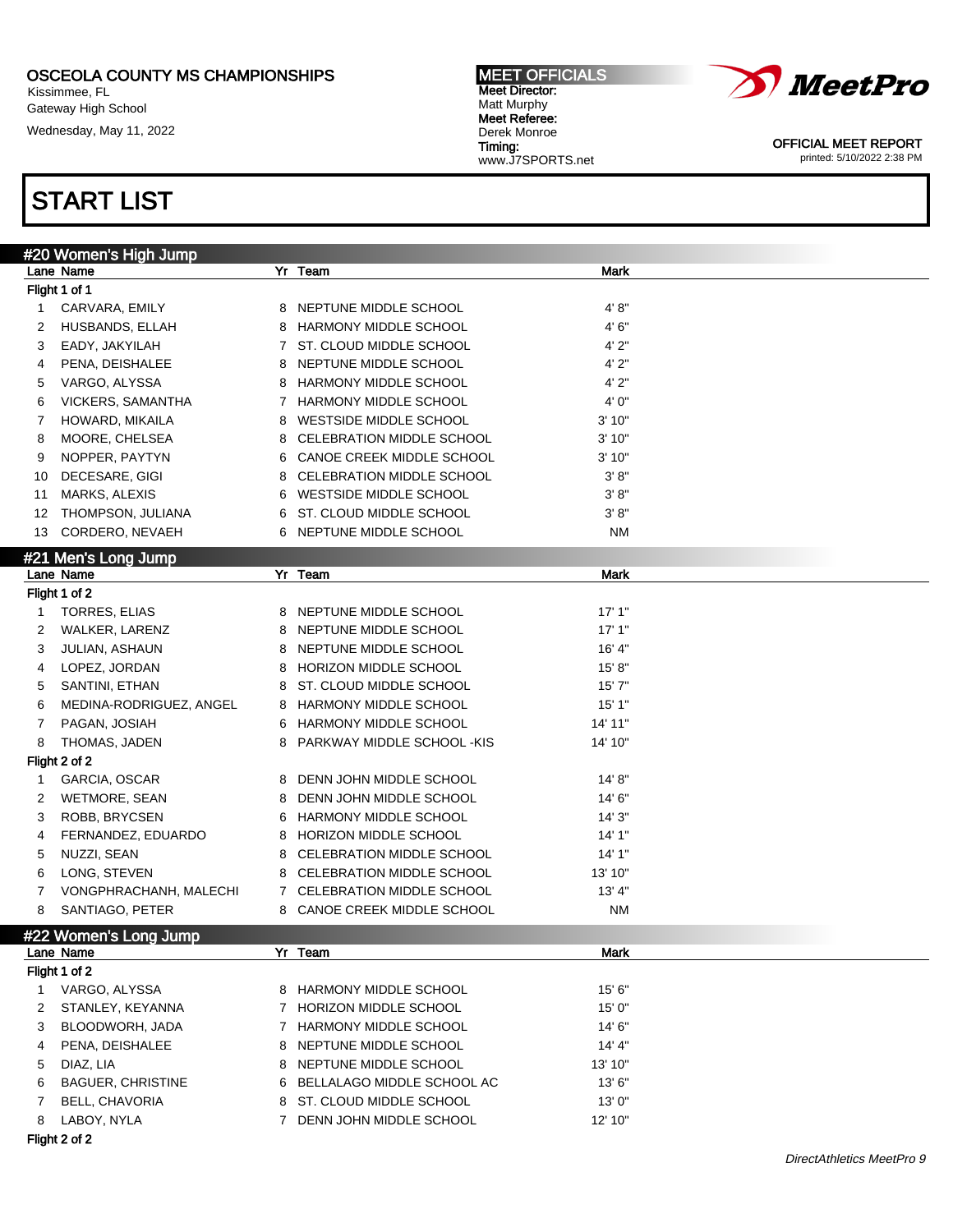OSCEOLA COUNTY MS CHAMPIONSHIPS
Kissimmee, FL
Gateway High School
Wednesday, May 11, 2022

**MEET OFFICIALS**
**Meet Director:** Matt Murphy
**Meet Referee:** Derek Monroe
**Timing:** www.J7SPORTS.net

OFFICIAL MEET REPORT
printed: 5/10/2022 2:38 PM

# START LIST

## #20 Women's High Jump

**Flight 1 of 1**

| Lane | Name | Yr | Team | Mark |
|---|---|---|---|---|
| 1 | CARVARA, EMILY | 8 | NEPTUNE MIDDLE SCHOOL | 4' 8" |
| 2 | HUSBANDS, ELLAH | 8 | HARMONY MIDDLE SCHOOL | 4' 6" |
| 3 | EADY, JAKYILAH | 7 | ST. CLOUD MIDDLE SCHOOL | 4' 2" |
| 4 | PENA, DEISHALEE | 8 | NEPTUNE MIDDLE SCHOOL | 4' 2" |
| 5 | VARGO, ALYSSA | 8 | HARMONY MIDDLE SCHOOL | 4' 2" |
| 6 | VICKERS, SAMANTHA | 7 | HARMONY MIDDLE SCHOOL | 4' 0" |
| 7 | HOWARD, MIKAILA | 8 | WESTSIDE MIDDLE SCHOOL | 3' 10" |
| 8 | MOORE, CHELSEA | 8 | CELEBRATION MIDDLE SCHOOL | 3' 10" |
| 9 | NOPPER, PAYTYN | 6 | CANOE CREEK MIDDLE SCHOOL | 3' 10" |
| 10 | DECESARE, GIGI | 8 | CELEBRATION MIDDLE SCHOOL | 3' 8" |
| 11 | MARKS, ALEXIS | 6 | WESTSIDE MIDDLE SCHOOL | 3' 8" |
| 12 | THOMPSON, JULIANA | 6 | ST. CLOUD MIDDLE SCHOOL | 3' 8" |
| 13 | CORDERO, NEVAEH | 6 | NEPTUNE MIDDLE SCHOOL | NM |

## #21 Men's Long Jump

**Flight 1 of 2**

| Lane | Name | Yr | Team | Mark |
|---|---|---|---|---|
| 1 | TORRES, ELIAS | 8 | NEPTUNE MIDDLE SCHOOL | 17' 1" |
| 2 | WALKER, LARENZ | 8 | NEPTUNE MIDDLE SCHOOL | 17' 1" |
| 3 | JULIAN, ASHAUN | 8 | NEPTUNE MIDDLE SCHOOL | 16' 4" |
| 4 | LOPEZ, JORDAN | 8 | HORIZON MIDDLE SCHOOL | 15' 8" |
| 5 | SANTINI, ETHAN | 8 | ST. CLOUD MIDDLE SCHOOL | 15' 7" |
| 6 | MEDINA-RODRIGUEZ, ANGEL | 8 | HARMONY MIDDLE SCHOOL | 15' 1" |
| 7 | PAGAN, JOSIAH | 6 | HARMONY MIDDLE SCHOOL | 14' 11" |
| 8 | THOMAS, JADEN | 8 | PARKWAY MIDDLE SCHOOL -KIS | 14' 10" |

**Flight 2 of 2**

| Lane | Name | Yr | Team | Mark |
|---|---|---|---|---|
| 1 | GARCIA, OSCAR | 8 | DENN JOHN MIDDLE SCHOOL | 14' 8" |
| 2 | WETMORE, SEAN | 8 | DENN JOHN MIDDLE SCHOOL | 14' 6" |
| 3 | ROBB, BRYCSEN | 6 | HARMONY MIDDLE SCHOOL | 14' 3" |
| 4 | FERNANDEZ, EDUARDO | 8 | HORIZON MIDDLE SCHOOL | 14' 1" |
| 5 | NUZZI, SEAN | 8 | CELEBRATION MIDDLE SCHOOL | 14' 1" |
| 6 | LONG, STEVEN | 8 | CELEBRATION MIDDLE SCHOOL | 13' 10" |
| 7 | VONGPHRACHANH, MALECHI | 7 | CELEBRATION MIDDLE SCHOOL | 13' 4" |
| 8 | SANTIAGO, PETER | 8 | CANOE CREEK MIDDLE SCHOOL | NM |

## #22 Women's Long Jump

**Flight 1 of 2**

| Lane | Name | Yr | Team | Mark |
|---|---|---|---|---|
| 1 | VARGO, ALYSSA | 8 | HARMONY MIDDLE SCHOOL | 15' 6" |
| 2 | STANLEY, KEYANNA | 7 | HORIZON MIDDLE SCHOOL | 15' 0" |
| 3 | BLOODWORH, JADA | 7 | HARMONY MIDDLE SCHOOL | 14' 6" |
| 4 | PENA, DEISHALEE | 8 | NEPTUNE MIDDLE SCHOOL | 14' 4" |
| 5 | DIAZ, LIA | 8 | NEPTUNE MIDDLE SCHOOL | 13' 10" |
| 6 | BAGUER, CHRISTINE | 6 | BELLALAGO MIDDLE SCHOOL AC | 13' 6" |
| 7 | BELL, CHAVORIA | 8 | ST. CLOUD MIDDLE SCHOOL | 13' 0" |
| 8 | LABOY, NYLA | 7 | DENN JOHN MIDDLE SCHOOL | 12' 10" |

**Flight 2 of 2**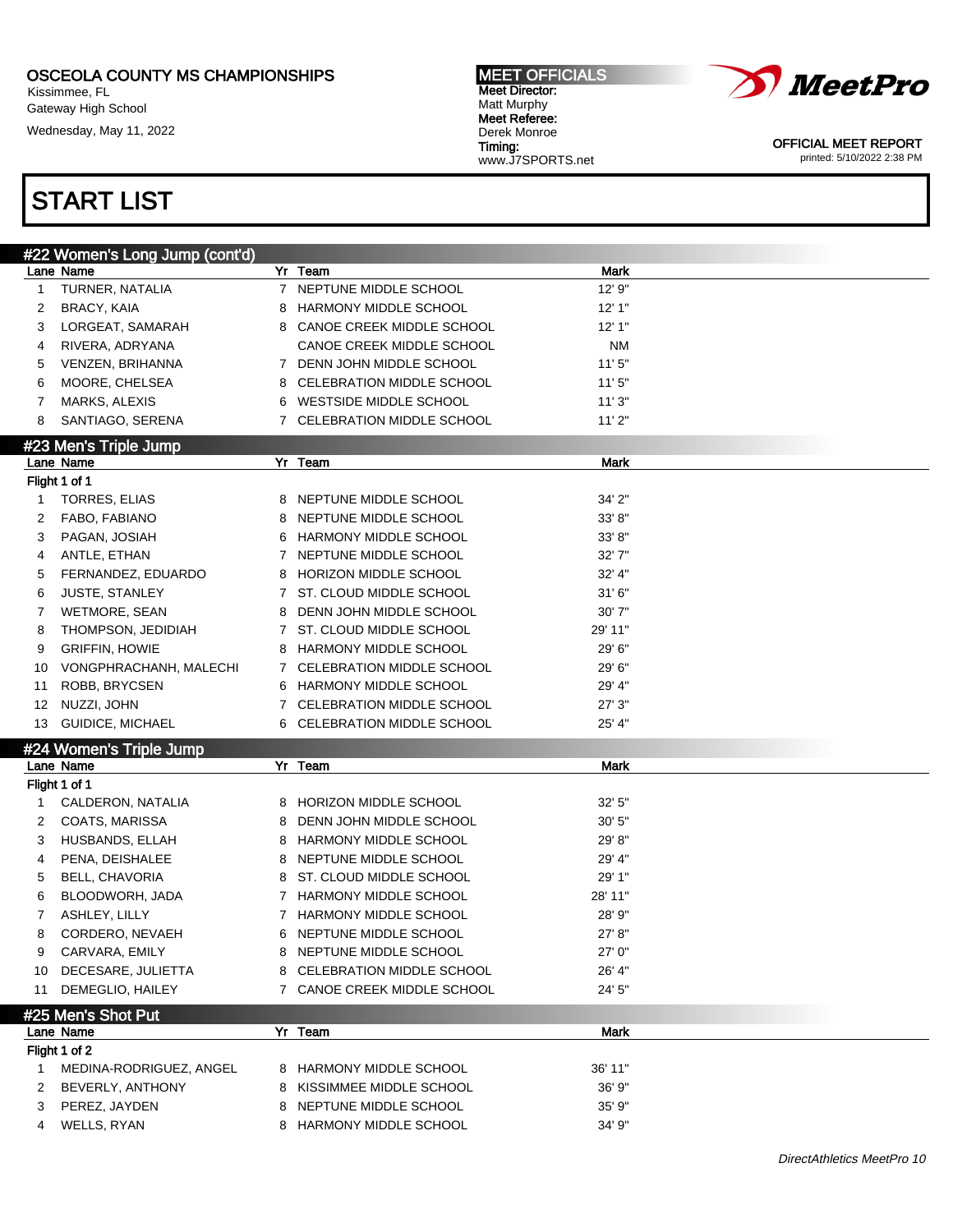OSCEOLA COUNTY MS CHAMPIONSHIPS
Kissimmee, FL
Gateway High School
Wednesday, May 11, 2022

MEET OFFICIALS
Meet Director:
Matt Murphy
Meet Referee:
Derek Monroe
Timing:
www.J7SPORTS.net

OFFICIAL MEET REPORT
printed: 5/10/2022 2:38 PM

# START LIST

## #22 Women's Long Jump (cont'd)

| Lane | Name | Yr | Team | Mark |
|---|---|---|---|---|
| 1 | TURNER, NATALIA | 7 | NEPTUNE MIDDLE SCHOOL | 12' 9" |
| 2 | BRACY, KAIA | 8 | HARMONY MIDDLE SCHOOL | 12' 1" |
| 3 | LORGEAT, SAMARAH | 8 | CANOE CREEK MIDDLE SCHOOL | 12' 1" |
| 4 | RIVERA, ADRYANA | | CANOE CREEK MIDDLE SCHOOL | NM |
| 5 | VENZEN, BRIHANNA | 7 | DENN JOHN MIDDLE SCHOOL | 11' 5" |
| 6 | MOORE, CHELSEA | 8 | CELEBRATION MIDDLE SCHOOL | 11' 5" |
| 7 | MARKS, ALEXIS | 6 | WESTSIDE MIDDLE SCHOOL | 11' 3" |
| 8 | SANTIAGO, SERENA | 7 | CELEBRATION MIDDLE SCHOOL | 11' 2" |

## #23 Men's Triple Jump

Flight 1 of 1

| Lane | Name | Yr | Team | Mark |
|---|---|---|---|---|
| 1 | TORRES, ELIAS | 8 | NEPTUNE MIDDLE SCHOOL | 34' 2" |
| 2 | FABO, FABIANO | 8 | NEPTUNE MIDDLE SCHOOL | 33' 8" |
| 3 | PAGAN, JOSIAH | 6 | HARMONY MIDDLE SCHOOL | 33' 8" |
| 4 | ANTLE, ETHAN | 7 | NEPTUNE MIDDLE SCHOOL | 32' 7" |
| 5 | FERNANDEZ, EDUARDO | 8 | HORIZON MIDDLE SCHOOL | 32' 4" |
| 6 | JUSTE, STANLEY | 7 | ST. CLOUD MIDDLE SCHOOL | 31' 6" |
| 7 | WETMORE, SEAN | 8 | DENN JOHN MIDDLE SCHOOL | 30' 7" |
| 8 | THOMPSON, JEDIDIAH | 7 | ST. CLOUD MIDDLE SCHOOL | 29' 11" |
| 9 | GRIFFIN, HOWIE | 8 | HARMONY MIDDLE SCHOOL | 29' 6" |
| 10 | VONGPHRACHANH, MALECHI | 7 | CELEBRATION MIDDLE SCHOOL | 29' 6" |
| 11 | ROBB, BRYCSEN | 6 | HARMONY MIDDLE SCHOOL | 29' 4" |
| 12 | NUZZI, JOHN | 7 | CELEBRATION MIDDLE SCHOOL | 27' 3" |
| 13 | GUIDICE, MICHAEL | 6 | CELEBRATION MIDDLE SCHOOL | 25' 4" |

## #24 Women's Triple Jump

Flight 1 of 1

| Lane | Name | Yr | Team | Mark |
|---|---|---|---|---|
| 1 | CALDERON, NATALIA | 8 | HORIZON MIDDLE SCHOOL | 32' 5" |
| 2 | COATS, MARISSA | 8 | DENN JOHN MIDDLE SCHOOL | 30' 5" |
| 3 | HUSBANDS, ELLAH | 8 | HARMONY MIDDLE SCHOOL | 29' 8" |
| 4 | PENA, DEISHALEE | 8 | NEPTUNE MIDDLE SCHOOL | 29' 4" |
| 5 | BELL, CHAVORIA | 8 | ST. CLOUD MIDDLE SCHOOL | 29' 1" |
| 6 | BLOODWORH, JADA | 7 | HARMONY MIDDLE SCHOOL | 28' 11" |
| 7 | ASHLEY, LILLY | 7 | HARMONY MIDDLE SCHOOL | 28' 9" |
| 8 | CORDERO, NEVAEH | 6 | NEPTUNE MIDDLE SCHOOL | 27' 8" |
| 9 | CARVARA, EMILY | 8 | NEPTUNE MIDDLE SCHOOL | 27' 0" |
| 10 | DECESARE, JULIETTA | 8 | CELEBRATION MIDDLE SCHOOL | 26' 4" |
| 11 | DEMEGLIO, HAILEY | 7 | CANOE CREEK MIDDLE SCHOOL | 24' 5" |

## #25 Men's Shot Put

Flight 1 of 2

| Lane | Name | Yr | Team | Mark |
|---|---|---|---|---|
| 1 | MEDINA-RODRIGUEZ, ANGEL | 8 | HARMONY MIDDLE SCHOOL | 36' 11" |
| 2 | BEVERLY, ANTHONY | 8 | KISSIMMEE MIDDLE SCHOOL | 36' 9" |
| 3 | PEREZ, JAYDEN | 8 | NEPTUNE MIDDLE SCHOOL | 35' 9" |
| 4 | WELLS, RYAN | 8 | HARMONY MIDDLE SCHOOL | 34' 9" |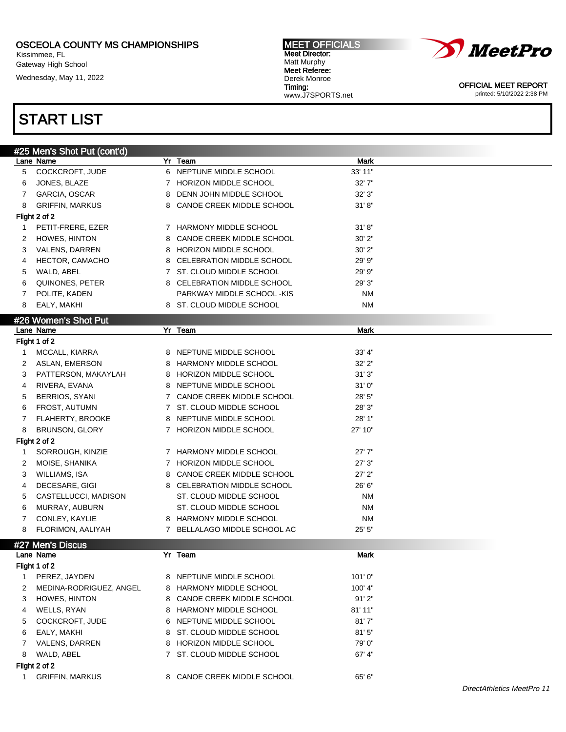OSCEOLA COUNTY MS CHAMPIONSHIPS
Kissimmee, FL
Gateway High School
Wednesday, May 11, 2022

**MEET OFFICIALS**
**Meet Director:** Matt Murphy
**Meet Referee:** Derek Monroe
**Timing:** www.J7SPORTS.net

OFFICIAL MEET REPORT
printed: 5/10/2022 2:38 PM

# START LIST

## #25 Men's Shot Put (cont'd)

| Lane | Name | Yr | Team | Mark |
|---|---|---|---|---|
| 5 | COCKCROFT, JUDE | 6 | NEPTUNE MIDDLE SCHOOL | 33' 11" |
| 6 | JONES, BLAZE | 7 | HORIZON MIDDLE SCHOOL | 32' 7" |
| 7 | GARCIA, OSCAR | 8 | DENN JOHN MIDDLE SCHOOL | 32' 3" |
| 8 | GRIFFIN, MARKUS | 8 | CANOE CREEK MIDDLE SCHOOL | 31' 8" |
| **Flight 2 of 2** | | | | |
| 1 | PETIT-FRERE, EZER | 7 | HARMONY MIDDLE SCHOOL | 31' 8" |
| 2 | HOWES, HINTON | 8 | CANOE CREEK MIDDLE SCHOOL | 30' 2" |
| 3 | VALENS, DARREN | 8 | HORIZON MIDDLE SCHOOL | 30' 2" |
| 4 | HECTOR, CAMACHO | 8 | CELEBRATION MIDDLE SCHOOL | 29' 9" |
| 5 | WALD, ABEL | 7 | ST. CLOUD MIDDLE SCHOOL | 29' 9" |
| 6 | QUINONES, PETER | 8 | CELEBRATION MIDDLE SCHOOL | 29' 3" |
| 7 | POLITE, KADEN | | PARKWAY MIDDLE SCHOOL -KIS | NM |
| 8 | EALY, MAKHI | 8 | ST. CLOUD MIDDLE SCHOOL | NM |

## #26 Women's Shot Put

| Lane | Name | Yr | Team | Mark |
|---|---|---|---|---|
| **Flight 1 of 2** | | | | |
| 1 | MCCALL, KIARRA | 8 | NEPTUNE MIDDLE SCHOOL | 33' 4" |
| 2 | ASLAN, EMERSON | 8 | HARMONY MIDDLE SCHOOL | 32' 2" |
| 3 | PATTERSON, MAKAYLAH | 8 | HORIZON MIDDLE SCHOOL | 31' 3" |
| 4 | RIVERA, EVANA | 8 | NEPTUNE MIDDLE SCHOOL | 31' 0" |
| 5 | BERRIOS, SYANI | 7 | CANOE CREEK MIDDLE SCHOOL | 28' 5" |
| 6 | FROST, AUTUMN | 7 | ST. CLOUD MIDDLE SCHOOL | 28' 3" |
| 7 | FLAHERTY, BROOKE | 8 | NEPTUNE MIDDLE SCHOOL | 28' 1" |
| 8 | BRUNSON, GLORY | 7 | HORIZON MIDDLE SCHOOL | 27' 10" |
| **Flight 2 of 2** | | | | |
| 1 | SORROUGH, KINZIE | 7 | HARMONY MIDDLE SCHOOL | 27' 7" |
| 2 | MOISE, SHANIKA | 7 | HORIZON MIDDLE SCHOOL | 27' 3" |
| 3 | WILLIAMS, ISA | 8 | CANOE CREEK MIDDLE SCHOOL | 27' 2" |
| 4 | DECESARE, GIGI | 8 | CELEBRATION MIDDLE SCHOOL | 26' 6" |
| 5 | CASTELLUCCI, MADISON | | ST. CLOUD MIDDLE SCHOOL | NM |
| 6 | MURRAY, AUBURN | | ST. CLOUD MIDDLE SCHOOL | NM |
| 7 | CONLEY, KAYLIE | 8 | HARMONY MIDDLE SCHOOL | NM |
| 8 | FLORIMON, AALIYAH | 7 | BELLALAGO MIDDLE SCHOOL AC | 25' 5" |

## #27 Men's Discus

| Lane | Name | Yr | Team | Mark |
|---|---|---|---|---|
| **Flight 1 of 2** | | | | |
| 1 | PEREZ, JAYDEN | 8 | NEPTUNE MIDDLE SCHOOL | 101' 0" |
| 2 | MEDINA-RODRIGUEZ, ANGEL | 8 | HARMONY MIDDLE SCHOOL | 100' 4" |
| 3 | HOWES, HINTON | 8 | CANOE CREEK MIDDLE SCHOOL | 91' 2" |
| 4 | WELLS, RYAN | 8 | HARMONY MIDDLE SCHOOL | 81' 11" |
| 5 | COCKCROFT, JUDE | 6 | NEPTUNE MIDDLE SCHOOL | 81' 7" |
| 6 | EALY, MAKHI | 8 | ST. CLOUD MIDDLE SCHOOL | 81' 5" |
| 7 | VALENS, DARREN | 8 | HORIZON MIDDLE SCHOOL | 79' 0" |
| 8 | WALD, ABEL | 7 | ST. CLOUD MIDDLE SCHOOL | 67' 4" |
| **Flight 2 of 2** | | | | |
| 1 | GRIFFIN, MARKUS | 8 | CANOE CREEK MIDDLE SCHOOL | 65' 6" |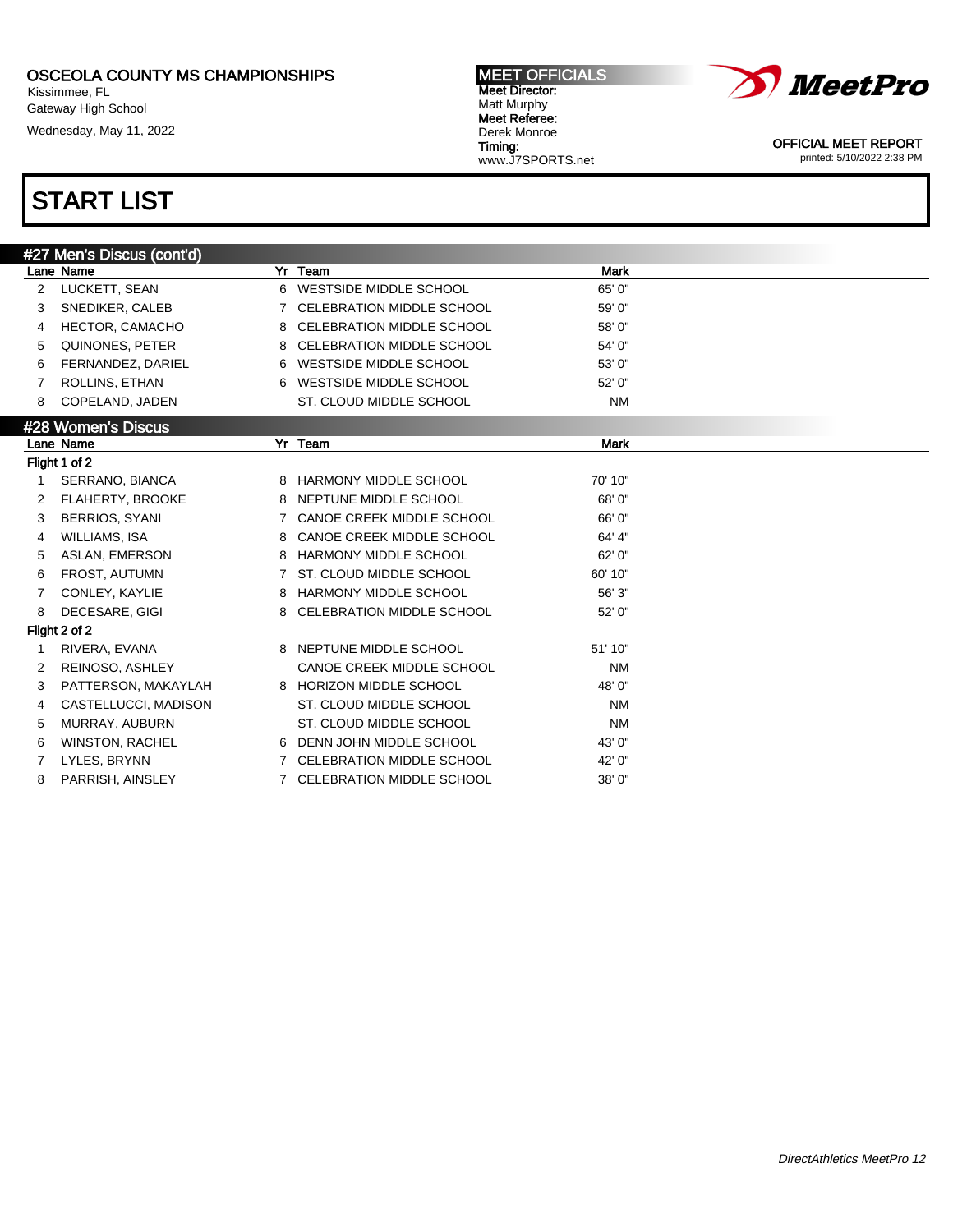OSCEOLA COUNTY MS CHAMPIONSHIPS
Kissimmee, FL
Gateway High School
Wednesday, May 11, 2022

MEET OFFICIALS
Meet Director:
Matt Murphy
Meet Referee:
Derek Monroe
Timing:
www.J7SPORTS.net

OFFICIAL MEET REPORT
printed: 5/10/2022 2:38 PM

# START LIST

## #27 Men's Discus (cont'd)

| Lane | Name | Yr | Team | Mark |
|---|---|---|---|---|
| 2 | LUCKETT, SEAN | 6 | WESTSIDE MIDDLE SCHOOL | 65' 0" |
| 3 | SNEDIKER, CALEB | 7 | CELEBRATION MIDDLE SCHOOL | 59' 0" |
| 4 | HECTOR, CAMACHO | 8 | CELEBRATION MIDDLE SCHOOL | 58' 0" |
| 5 | QUINONES, PETER | 8 | CELEBRATION MIDDLE SCHOOL | 54' 0" |
| 6 | FERNANDEZ, DARIEL | 6 | WESTSIDE MIDDLE SCHOOL | 53' 0" |
| 7 | ROLLINS, ETHAN | 6 | WESTSIDE MIDDLE SCHOOL | 52' 0" |
| 8 | COPELAND, JADEN | | ST. CLOUD MIDDLE SCHOOL | NM |

## #28 Women's Discus

| Lane | Name | Yr | Team | Mark |
|---|---|---|---|---|
| Flight 1 of 2 | | | | |
| 1 | SERRANO, BIANCA | 8 | HARMONY MIDDLE SCHOOL | 70' 10" |
| 2 | FLAHERTY, BROOKE | 8 | NEPTUNE MIDDLE SCHOOL | 68' 0" |
| 3 | BERRIOS, SYANI | 7 | CANOE CREEK MIDDLE SCHOOL | 66' 0" |
| 4 | WILLIAMS, ISA | 8 | CANOE CREEK MIDDLE SCHOOL | 64' 4" |
| 5 | ASLAN, EMERSON | 8 | HARMONY MIDDLE SCHOOL | 62' 0" |
| 6 | FROST, AUTUMN | 7 | ST. CLOUD MIDDLE SCHOOL | 60' 10" |
| 7 | CONLEY, KAYLIE | 8 | HARMONY MIDDLE SCHOOL | 56' 3" |
| 8 | DECESARE, GIGI | 8 | CELEBRATION MIDDLE SCHOOL | 52' 0" |
| Flight 2 of 2 | | | | |
| 1 | RIVERA, EVANA | 8 | NEPTUNE MIDDLE SCHOOL | 51' 10" |
| 2 | REINOSO, ASHLEY | | CANOE CREEK MIDDLE SCHOOL | NM |
| 3 | PATTERSON, MAKAYLAH | 8 | HORIZON MIDDLE SCHOOL | 48' 0" |
| 4 | CASTELLUCCI, MADISON | | ST. CLOUD MIDDLE SCHOOL | NM |
| 5 | MURRAY, AUBURN | | ST. CLOUD MIDDLE SCHOOL | NM |
| 6 | WINSTON, RACHEL | 6 | DENN JOHN MIDDLE SCHOOL | 43' 0" |
| 7 | LYLES, BRYNN | 7 | CELEBRATION MIDDLE SCHOOL | 42' 0" |
| 8 | PARRISH, AINSLEY | 7 | CELEBRATION MIDDLE SCHOOL | 38' 0" |